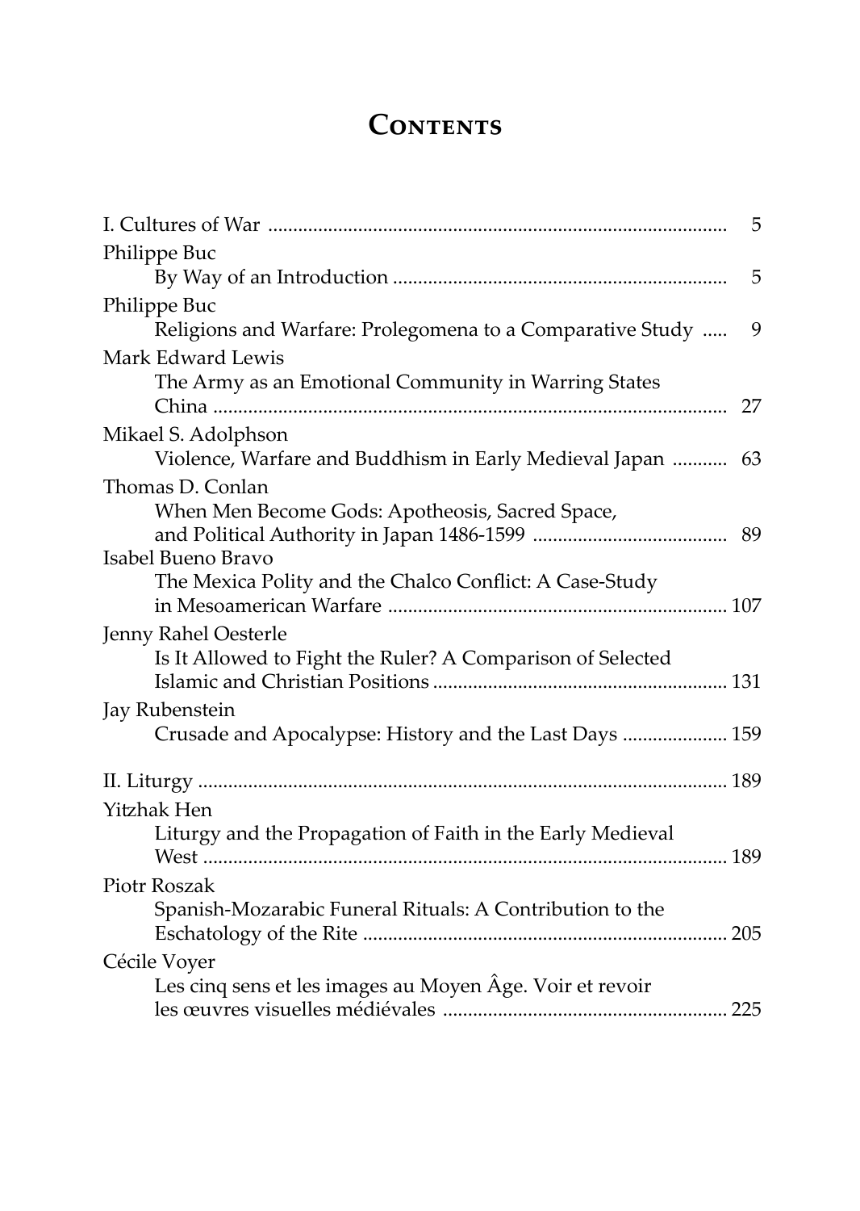# Contents

I. Cultures of War ... 5

Philippe Buc
By Way of an Introduction ... 5

Philippe Buc
Religions and Warfare: Prolegomena to a Comparative Study ... 9

Mark Edward Lewis
The Army as an Emotional Community in Warring States China ... 27

Mikael S. Adolphson
Violence, Warfare and Buddhism in Early Medieval Japan ... 63

Thomas D. Conlan
When Men Become Gods: Apotheosis, Sacred Space, and Political Authority in Japan 1486-1599 ... 89

Isabel Bueno Bravo
The Mexica Polity and the Chalco Conflict: A Case-Study in Mesoamerican Warfare ... 107

Jenny Rahel Oesterle
Is It Allowed to Fight the Ruler? A Comparison of Selected Islamic and Christian Positions ... 131

Jay Rubenstein
Crusade and Apocalypse: History and the Last Days ... 159

II. Liturgy ... 189

Yitzhak Hen
Liturgy and the Propagation of Faith in the Early Medieval West ... 189

Piotr Roszak
Spanish-Mozarabic Funeral Rituals: A Contribution to the Eschatology of the Rite ... 205

Cécile Voyer
Les cinq sens et les images au Moyen Âge. Voir et revoir les œuvres visuelles médiévales ... 225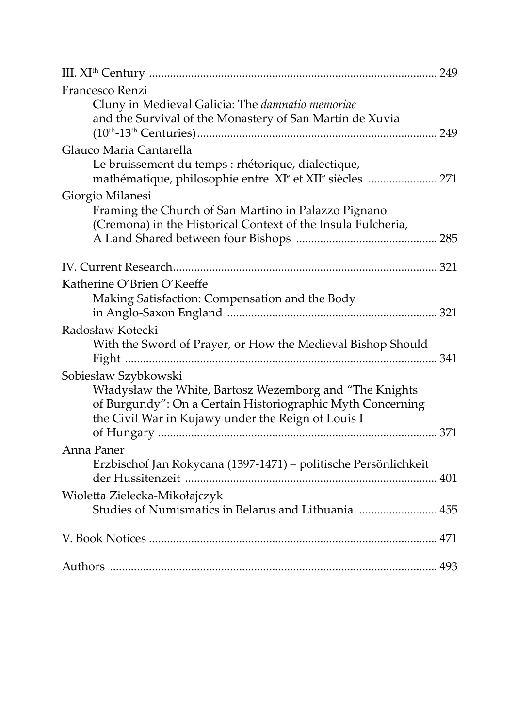III. XI$^{th}$ Century ........................................................................................... 249

Francesco Renzi
Cluny in Medieval Galicia: The *damnatio memoriae* and the Survival of the Monastery of San Martín de Xuvia (10$^{th}$-13$^{th}$ Centuries)........................................................................ 249

Glauco Maria Cantarella
Le bruissement du temps : rhétorique, dialectique, mathématique, philosophie entre XI$^{e}$ et XII$^{e}$ siècles ...................... 271

Giorgio Milanesi
Framing the Church of San Martino in Palazzo Pignano (Cremona) in the Historical Context of the Insula Fulcheria, A Land Shared between four Bishops .............................................. 285

IV. Current Research........................................................................................ 321

Katherine O'Brien O'Keeffe
Making Satisfaction: Compensation and the Body in Anglo-Saxon England .................................................................... 321

Radosław Kotecki
With the Sword of Prayer, or How the Medieval Bishop Should Fight ...................................................................................................... 341

Sobiesław Szybkowski
Władysław the White, Bartosz Wezemborg and "The Knights of Burgundy": On a Certain Historiographic Myth Concerning the Civil War in Kujawy under the Reign of Louis I of Hungary ............................................................................................ 371

Anna Paner
Erzbischof Jan Rokycana (1397-1471) – politische Persönlichkeit der Hussitenzeit .................................................................................. 401

Wioletta Zielecka-Mikołajczyk
Studies of Numismatics in Belarus and Lithuania ......................... 455

V. Book Notices ............................................................................................. 471

Authors ........................................................................................................... 493